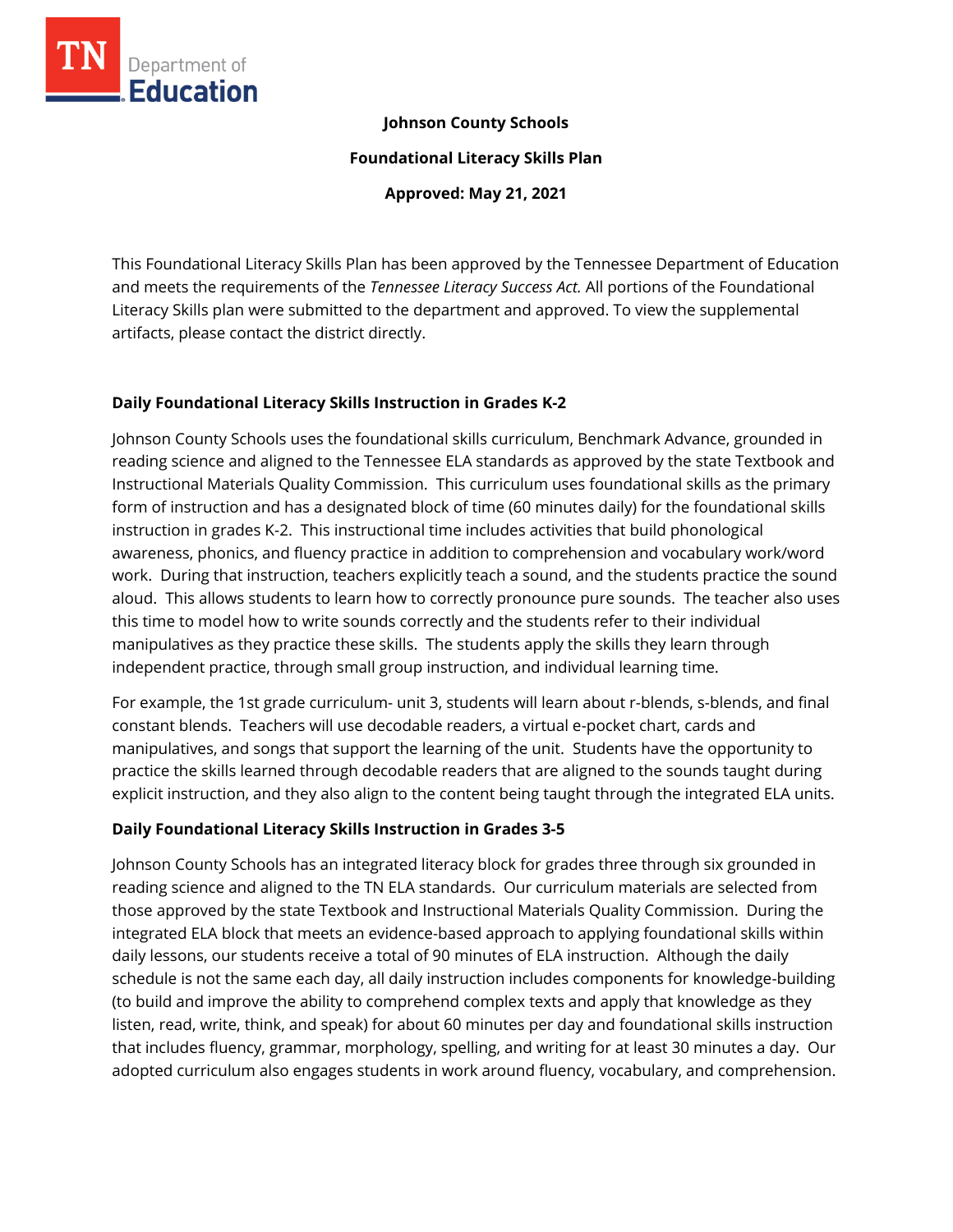**Johnson County Schools**

**Foundational Literacy Skills Plan**

**Approved: May 21, 2021**

This Foundational Literacy Skills Plan has been approved by the Tennessee Department of Education and meets the requirements of the *Tennessee Literacy Success Act.* All portions of the Foundational Literacy Skills plan were submitted to the department and approved. To view the supplemental artifacts, please contact the district directly.

## Daily Foundational Literacy Skills Instruction in Grades K-2

Johnson County Schools uses the foundational skills curriculum, Benchmark Advance, grounded in reading science and aligned to the Tennessee ELA standards as approved by the state Textbook and Instructional Materials Quality Commission. This curriculum uses foundational skills as the primary form of instruction and has a designated block of time (60 minutes daily) for the foundational skills instruction in grades K-2. This instructional time includes activities that build phonological awareness, phonics, and fluency practice in addition to comprehension and vocabulary work/word work. During that instruction, teachers explicitly teach a sound, and the students practice the sound aloud. This allows students to learn how to correctly pronounce pure sounds. The teacher also uses this time to model how to write sounds correctly and the students refer to their individual manipulatives as they practice these skills. The students apply the skills they learn through independent practice, through small group instruction, and individual learning time.

For example, the 1st grade curriculum- unit 3, students will learn about r-blends, s-blends, and final constant blends. Teachers will use decodable readers, a virtual e-pocket chart, cards and manipulatives, and songs that support the learning of the unit. Students have the opportunity to practice the skills learned through decodable readers that are aligned to the sounds taught during explicit instruction, and they also align to the content being taught through the integrated ELA units.

## Daily Foundational Literacy Skills Instruction in Grades 3-5

Johnson County Schools has an integrated literacy block for grades three through six grounded in reading science and aligned to the TN ELA standards. Our curriculum materials are selected from those approved by the state Textbook and Instructional Materials Quality Commission. During the integrated ELA block that meets an evidence-based approach to applying foundational skills within daily lessons, our students receive a total of 90 minutes of ELA instruction. Although the daily schedule is not the same each day, all daily instruction includes components for knowledge-building (to build and improve the ability to comprehend complex texts and apply that knowledge as they listen, read, write, think, and speak) for about 60 minutes per day and foundational skills instruction that includes fluency, grammar, morphology, spelling, and writing for at least 30 minutes a day. Our adopted curriculum also engages students in work around fluency, vocabulary, and comprehension.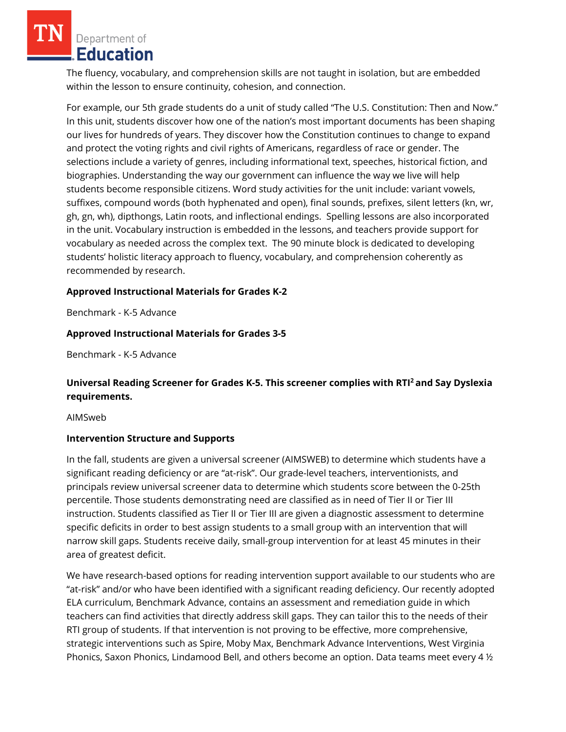The fluency, vocabulary, and comprehension skills are not taught in isolation, but are embedded within the lesson to ensure continuity, cohesion, and connection.

For example, our 5th grade students do a unit of study called "The U.S. Constitution: Then and Now." In this unit, students discover how one of the nation's most important documents has been shaping our lives for hundreds of years. They discover how the Constitution continues to change to expand and protect the voting rights and civil rights of Americans, regardless of race or gender. The selections include a variety of genres, including informational text, speeches, historical fiction, and biographies. Understanding the way our government can influence the way we live will help students become responsible citizens. Word study activities for the unit include: variant vowels, suffixes, compound words (both hyphenated and open), final sounds, prefixes, silent letters (kn, wr, gh, gn, wh), dipthongs, Latin roots, and inflectional endings. Spelling lessons are also incorporated in the unit. Vocabulary instruction is embedded in the lessons, and teachers provide support for vocabulary as needed across the complex text. The 90 minute block is dedicated to developing students' holistic literacy approach to fluency, vocabulary, and comprehension coherently as recommended by research.

**Approved Instructional Materials for Grades K-2**

Benchmark - K-5 Advance

**Approved Instructional Materials for Grades 3-5**

Benchmark - K-5 Advance

**Universal Reading Screener for Grades K-5. This screener complies with RTI$^2$ and Say Dyslexia requirements.**

AIMSweb

**Intervention Structure and Supports**

In the fall, students are given a universal screener (AIMSWEB) to determine which students have a significant reading deficiency or are "at-risk". Our grade-level teachers, interventionists, and principals review universal screener data to determine which students score between the 0-25th percentile. Those students demonstrating need are classified as in need of Tier II or Tier III instruction. Students classified as Tier II or Tier III are given a diagnostic assessment to determine specific deficits in order to best assign students to a small group with an intervention that will narrow skill gaps. Students receive daily, small-group intervention for at least 45 minutes in their area of greatest deficit.

We have research-based options for reading intervention support available to our students who are "at-risk" and/or who have been identified with a significant reading deficiency. Our recently adopted ELA curriculum, Benchmark Advance, contains an assessment and remediation guide in which teachers can find activities that directly address skill gaps. They can tailor this to the needs of their RTI group of students. If that intervention is not proving to be effective, more comprehensive, strategic interventions such as Spire, Moby Max, Benchmark Advance Interventions, West Virginia Phonics, Saxon Phonics, Lindamood Bell, and others become an option. Data teams meet every 4 ½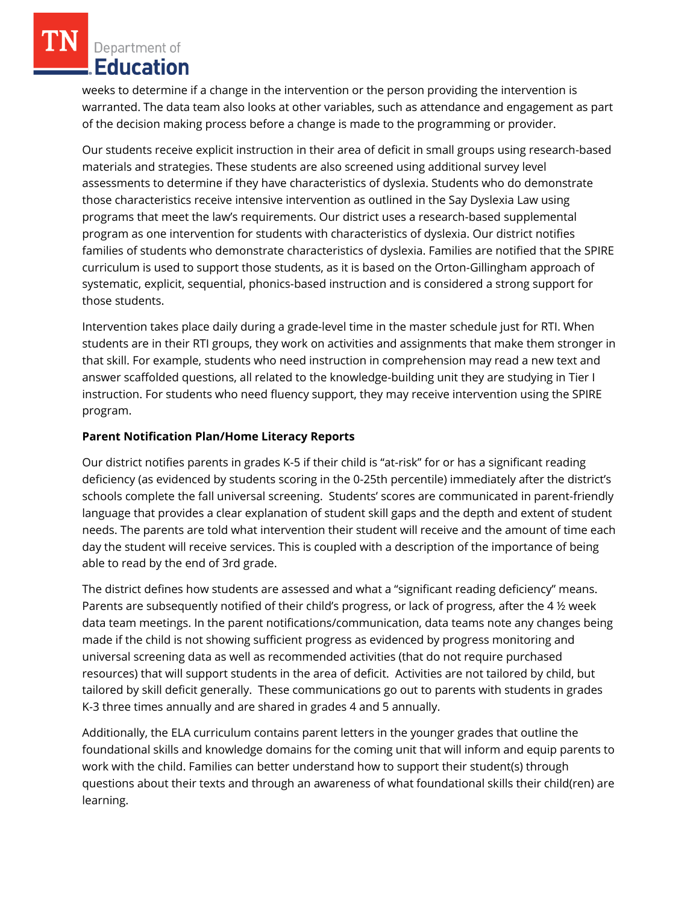weeks to determine if a change in the intervention or the person providing the intervention is warranted. The data team also looks at other variables, such as attendance and engagement as part of the decision making process before a change is made to the programming or provider.

Our students receive explicit instruction in their area of deficit in small groups using research-based materials and strategies. These students are also screened using additional survey level assessments to determine if they have characteristics of dyslexia. Students who do demonstrate those characteristics receive intensive intervention as outlined in the Say Dyslexia Law using programs that meet the law's requirements. Our district uses a research-based supplemental program as one intervention for students with characteristics of dyslexia. Our district notifies families of students who demonstrate characteristics of dyslexia. Families are notified that the SPIRE curriculum is used to support those students, as it is based on the Orton-Gillingham approach of systematic, explicit, sequential, phonics-based instruction and is considered a strong support for those students.

Intervention takes place daily during a grade-level time in the master schedule just for RTI. When students are in their RTI groups, they work on activities and assignments that make them stronger in that skill. For example, students who need instruction in comprehension may read a new text and answer scaffolded questions, all related to the knowledge-building unit they are studying in Tier I instruction. For students who need fluency support, they may receive intervention using the SPIRE program.

**Parent Notification Plan/Home Literacy Reports**

Our district notifies parents in grades K-5 if their child is "at-risk" for or has a significant reading deficiency (as evidenced by students scoring in the 0-25th percentile) immediately after the district's schools complete the fall universal screening. Students' scores are communicated in parent-friendly language that provides a clear explanation of student skill gaps and the depth and extent of student needs. The parents are told what intervention their student will receive and the amount of time each day the student will receive services. This is coupled with a description of the importance of being able to read by the end of 3rd grade.

The district defines how students are assessed and what a "significant reading deficiency" means. Parents are subsequently notified of their child's progress, or lack of progress, after the 4 ½ week data team meetings. In the parent notifications/communication, data teams note any changes being made if the child is not showing sufficient progress as evidenced by progress monitoring and universal screening data as well as recommended activities (that do not require purchased resources) that will support students in the area of deficit. Activities are not tailored by child, but tailored by skill deficit generally. These communications go out to parents with students in grades K-3 three times annually and are shared in grades 4 and 5 annually.

Additionally, the ELA curriculum contains parent letters in the younger grades that outline the foundational skills and knowledge domains for the coming unit that will inform and equip parents to work with the child. Families can better understand how to support their student(s) through questions about their texts and through an awareness of what foundational skills their child(ren) are learning.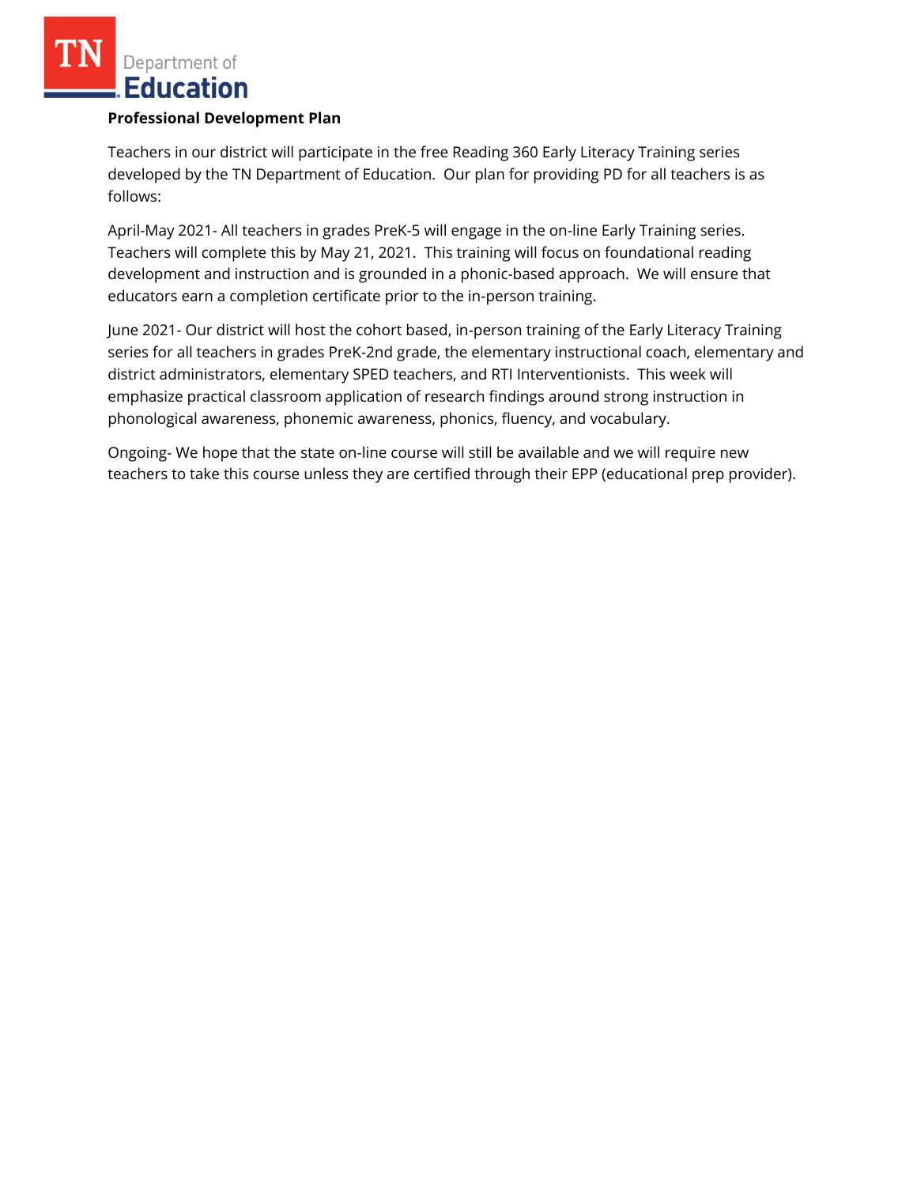**Professional Development Plan**

Teachers in our district will participate in the free Reading 360 Early Literacy Training series developed by the TN Department of Education. Our plan for providing PD for all teachers is as follows:

April-May 2021- All teachers in grades PreK-5 will engage in the on-line Early Training series. Teachers will complete this by May 21, 2021. This training will focus on foundational reading development and instruction and is grounded in a phonic-based approach. We will ensure that educators earn a completion certificate prior to the in-person training.

June 2021- Our district will host the cohort based, in-person training of the Early Literacy Training series for all teachers in grades PreK-2nd grade, the elementary instructional coach, elementary and district administrators, elementary SPED teachers, and RTI Interventionists. This week will emphasize practical classroom application of research findings around strong instruction in phonological awareness, phonemic awareness, phonics, fluency, and vocabulary.

Ongoing- We hope that the state on-line course will still be available and we will require new teachers to take this course unless they are certified through their EPP (educational prep provider).